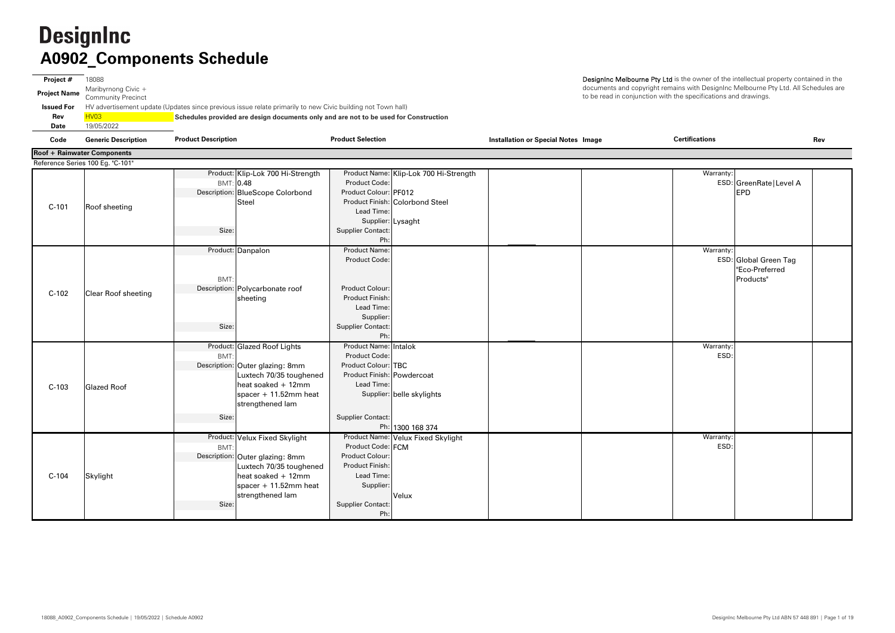# DesignInc
## A0902_Components Schedule

**Project #** 18088
**Project Name** Maribyrnong Civic + Community Precinct
**Issued For** HV advertisement update (Updates since previous issue relate primarily to new Civic building not Town hall)
**Rev** HV03 **Schedules provided are design documents only and are not to be used for Construction**
**Date** 19/05/2022

**DesignInc Melbourne Pty Ltd** is the owner of the intellectual property contained in the documents and copyright remains with DesignInc Melbourne Pty Ltd. All Schedules are to be read in conjunction with the specifications and drawings.

| Code | Generic Description | Product Description | Product Selection | Installation or Special Notes | Image | Certifications | Rev |
|---|---|---|---|---|---|---|---|
| **Roof + Rainwater Components** | | | | | | | |
| Reference Series 100 Eg. "C-101" | | | | | | | |
| C-101 | Roof sheeting | Product: Klip-Lok 700 Hi-Strength<br>BMT: 0.48<br>Description: BlueScope Colorbond Steel<br>Size: | Product Name: Klip-Lok 700 Hi-Strength<br>Product Code:<br>Product Colour: PF012<br>Product Finish: Colorbond Steel<br>Lead Time:<br>Supplier: Lysaght<br>Supplier Contact:<br>Ph: | | | Warranty:<br>ESD: GreenRate\|Level A EPD | |
| C-102 | Clear Roof sheeting | Product: Danpalon<br>BMT:<br>Description: Polycarbonate roof sheeting<br>Size: | Product Name:<br>Product Code:<br>Product Colour:<br>Product Finish:<br>Lead Time:<br>Supplier:<br>Supplier Contact:<br>Ph: | | | Warranty:<br>ESD: Global Green Tag "Eco-Preferred Products" | |
| C-103 | Glazed Roof | Product: Glazed Roof Lights<br>BMT:<br>Description: Outer glazing: 8mm Luxtech 70/35 toughened heat soaked + 12mm spacer + 11.52mm heat strengthened lam<br>Size: | Product Name: Intalok<br>Product Code:<br>Product Colour: TBC<br>Product Finish: Powdercoat<br>Lead Time:<br>Supplier: belle skylights<br>Supplier Contact:<br>Ph: 1300 168 374 | | | Warranty:<br>ESD: | |
| C-104 | Skylight | Product: Velux Fixed Skylight<br>BMT:<br>Description: Outer glazing: 8mm Luxtech 70/35 toughened heat soaked + 12mm spacer + 11.52mm heat strengthened lam<br>Size: | Product Name: Velux Fixed Skylight<br>Product Code: FCM<br>Product Colour:<br>Product Finish:<br>Lead Time:<br>Supplier: Velux<br>Supplier Contact:<br>Ph: | | | Warranty:<br>ESD: | |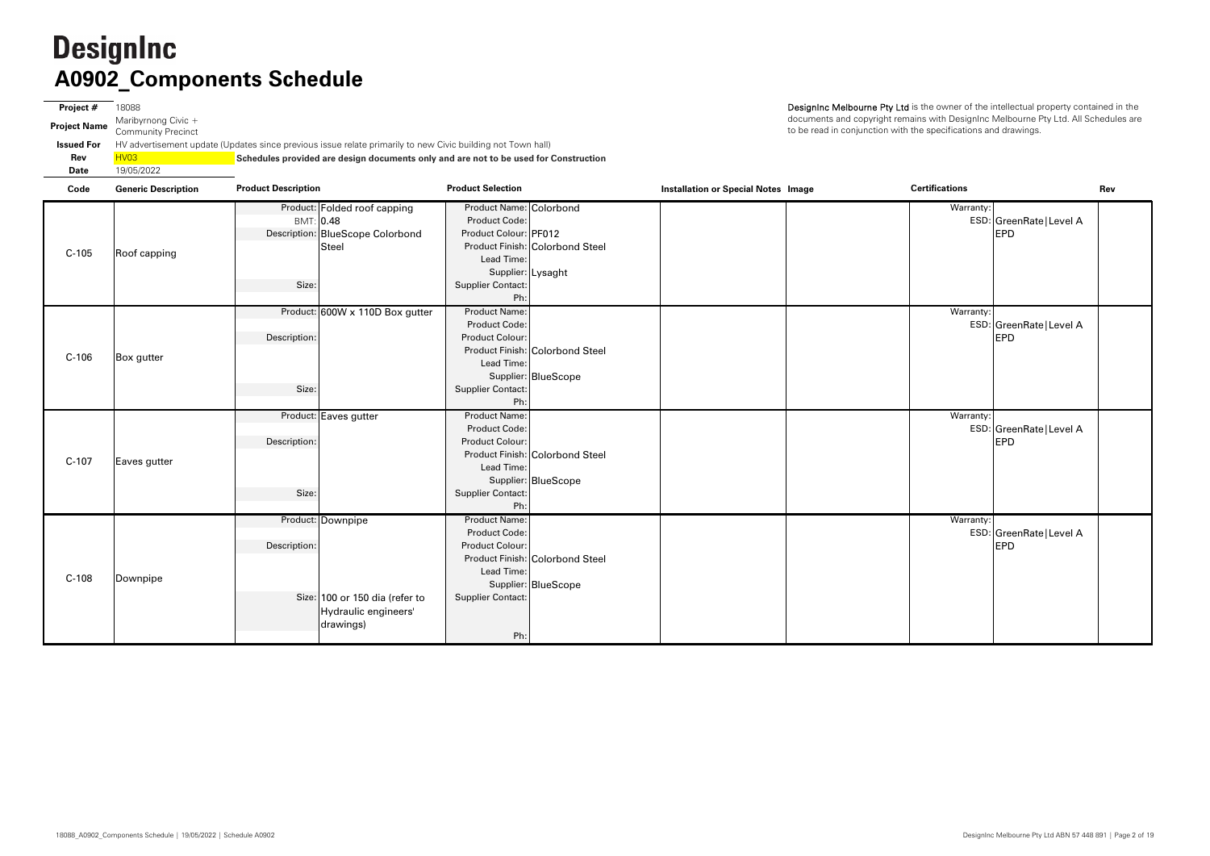# DesignInc

## A0902_Components Schedule

**Project #** 18088
**Project Name** Maribyrnong Civic + Community Precinct
**Issued For** HV advertisement update (Updates since previous issue relate primarily to new Civic building not Town hall)
**Rev** HV03
**Date** 19/05/2022

**Schedules provided are design documents only and are not to be used for Construction**

**DesignInc Melbourne Pty Ltd** is the owner of the intellectual property contained in the documents and copyright remains with DesignInc Melbourne Pty Ltd. All Schedules are to be read in conjunction with the specifications and drawings.

| Code | Generic Description | Product Description | Product Selection | Installation or Special Notes | Image | Certifications | Rev |
|---|---|---|---|---|---|---|---|
| C-105 | Roof capping | Product: Folded roof capping<br>BMT: 0.48<br>Description: BlueScope Colorbond Steel<br>Size: | Product Name: Colorbond<br>Product Code:<br>Product Colour: PF012<br>Product Finish: Colorbond Steel<br>Lead Time:<br>Supplier: Lysaght<br>Supplier Contact:<br>Ph: | | | Warranty:<br>ESD: GreenRate\|Level A EPD | |
| C-106 | Box gutter | Product: 600W x 110D Box gutter<br>Description:<br>Size: | Product Name:<br>Product Code:<br>Product Colour:<br>Product Finish: Colorbond Steel<br>Lead Time:<br>Supplier: BlueScope<br>Supplier Contact:<br>Ph: | | | Warranty:<br>ESD: GreenRate\|Level A EPD | |
| C-107 | Eaves gutter | Product: Eaves gutter<br>Description:<br>Size: | Product Name:<br>Product Code:<br>Product Colour:<br>Product Finish: Colorbond Steel<br>Lead Time:<br>Supplier: BlueScope<br>Supplier Contact:<br>Ph: | | | Warranty:<br>ESD: GreenRate\|Level A EPD | |
| C-108 | Downpipe | Product: Downpipe<br>Description:<br>Size: 100 or 150 dia (refer to Hydraulic engineers' drawings) | Product Name:<br>Product Code:<br>Product Colour:<br>Product Finish: Colorbond Steel<br>Lead Time:<br>Supplier: BlueScope<br>Supplier Contact:<br>Ph: | | | Warranty:<br>ESD: GreenRate\|Level A EPD | |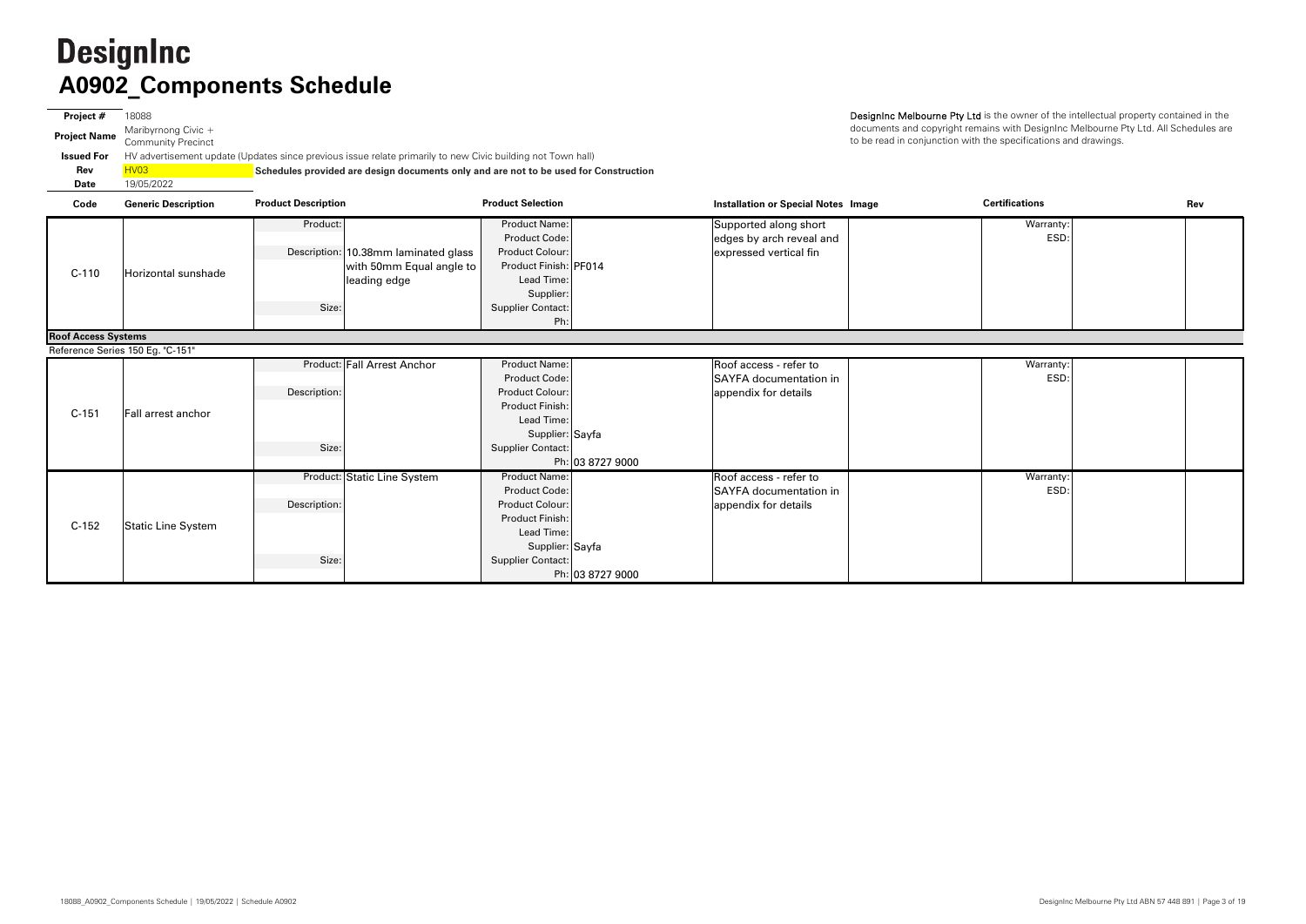# DesignInc

## A0902_Components Schedule

**Project #** 18088
**Project Name** Maribyrnong Civic + Community Precinct
**Issued For** HV advertisement update (Updates since previous issue relate primarily to new Civic building not Town hall)
**Rev** HV03 **Schedules provided are design documents only and are not to be used for Construction**
**Date** 19/05/2022

**DesignInc Melbourne Pty Ltd** is the owner of the intellectual property contained in the documents and copyright remains with DesignInc Melbourne Pty Ltd. All Schedules are to be read in conjunction with the specifications and drawings.

| Code | Generic Description | Product Description | | Product Selection | | Installation or Special Notes | Image | Certifications | | Rev |
|---|---|---|---|---|---|---|---|---|---|---|
| C-110 | Horizontal sunshade | Product: | | Product Name: | | Supported along short edges by arch reveal and expressed vertical fin | | Warranty: | | |
| | | | | Product Code: | | | | ESD: | | |
| | | Description: | 10.38mm laminated glass with 50mm Equal angle to leading edge | Product Colour: | | | | | | |
| | | | | Product Finish: | PF014 | | | | | |
| | | | | Lead Time: | | | | | | |
| | | | | Supplier: | | | | | | |
| | | Size: | | Supplier Contact: | | | | | | |
| | | | | Ph: | | | | | | |
| **Roof Access Systems** | | | | | | | | | | |
| Reference Series 150 Eg. "C-151" | | | | | | | | | | |
| C-151 | Fall arrest anchor | Product: | Fall Arrest Anchor | Product Name: | | Roof access - refer to SAYFA documentation in appendix for details | | Warranty: | | |
| | | | | Product Code: | | | | ESD: | | |
| | | Description: | | Product Colour: | | | | | | |
| | | | | Product Finish: | | | | | | |
| | | | | Lead Time: | | | | | | |
| | | | | Supplier: | Sayfa | | | | | |
| | | Size: | | Supplier Contact: | | | | | | |
| | | | | Ph: | 03 8727 9000 | | | | | |
| C-152 | Static Line System | Product: | Static Line System | Product Name: | | Roof access - refer to SAYFA documentation in appendix for details | | Warranty: | | |
| | | | | Product Code: | | | | ESD: | | |
| | | Description: | | Product Colour: | | | | | | |
| | | | | Product Finish: | | | | | | |
| | | | | Lead Time: | | | | | | |
| | | | | Supplier: | Sayfa | | | | | |
| | | Size: | | Supplier Contact: | | | | | | |
| | | | | Ph: | 03 8727 9000 | | | | | |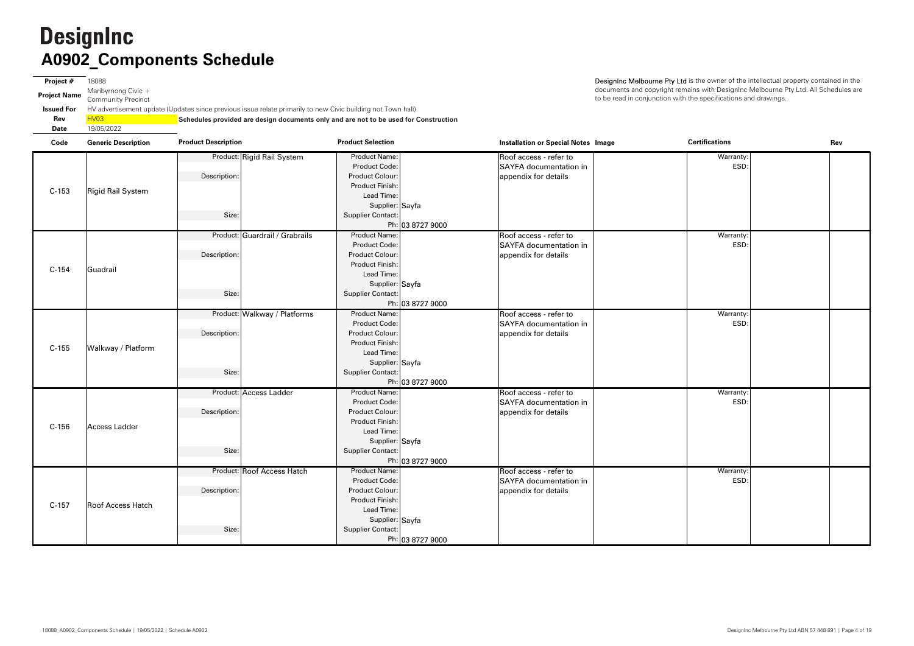# DesignInc

## A0902_Components Schedule

**Project #** 18088
**Project Name** Maribyrnong Civic + Community Precinct
**Issued For** HV advertisement update (Updates since previous issue relate primarily to new Civic building not Town hall)
**Rev** HV03 **Schedules provided are design documents only and are not to be used for Construction**
**Date** 19/05/2022

**DesignInc Melbourne Pty Ltd** is the owner of the intellectual property contained in the documents and copyright remains with DesignInc Melbourne Pty Ltd. All Schedules are to be read in conjunction with the specifications and drawings.

| Code | Generic Description | Product Description | Product Selection | Installation or Special Notes | Image | Certifications | Rev |
|---|---|---|---|---|---|---|---|
| C-153 | Rigid Rail System | Product: Rigid Rail System<br>Description:<br>Size: | Product Name:<br>Product Code:<br>Product Colour:<br>Product Finish:<br>Lead Time:<br>Supplier: Sayfa<br>Supplier Contact:<br>Ph: 03 8727 9000 | Roof access - refer to SAYFA documentation in appendix for details | | Warranty:<br>ESD: | |
| C-154 | Guadrail | Product: Guardrail / Grabrails<br>Description:<br>Size: | Product Name:<br>Product Code:<br>Product Colour:<br>Product Finish:<br>Lead Time:<br>Supplier: Sayfa<br>Supplier Contact:<br>Ph: 03 8727 9000 | Roof access - refer to SAYFA documentation in appendix for details | | Warranty:<br>ESD: | |
| C-155 | Walkway / Platform | Product: Walkway / Platforms<br>Description:<br>Size: | Product Name:<br>Product Code:<br>Product Colour:<br>Product Finish:<br>Lead Time:<br>Supplier: Sayfa<br>Supplier Contact:<br>Ph: 03 8727 9000 | Roof access - refer to SAYFA documentation in appendix for details | | Warranty:<br>ESD: | |
| C-156 | Access Ladder | Product: Access Ladder<br>Description:<br>Size: | Product Name:<br>Product Code:<br>Product Colour:<br>Product Finish:<br>Lead Time:<br>Supplier: Sayfa<br>Supplier Contact:<br>Ph: 03 8727 9000 | Roof access - refer to SAYFA documentation in appendix for details | | Warranty:<br>ESD: | |
| C-157 | Roof Access Hatch | Product: Roof Access Hatch<br>Description:<br>Size: | Product Name:<br>Product Code:<br>Product Colour:<br>Product Finish:<br>Lead Time:<br>Supplier: Sayfa<br>Supplier Contact:<br>Ph: 03 8727 9000 | Roof access - refer to SAYFA documentation in appendix for details | | Warranty:<br>ESD: | |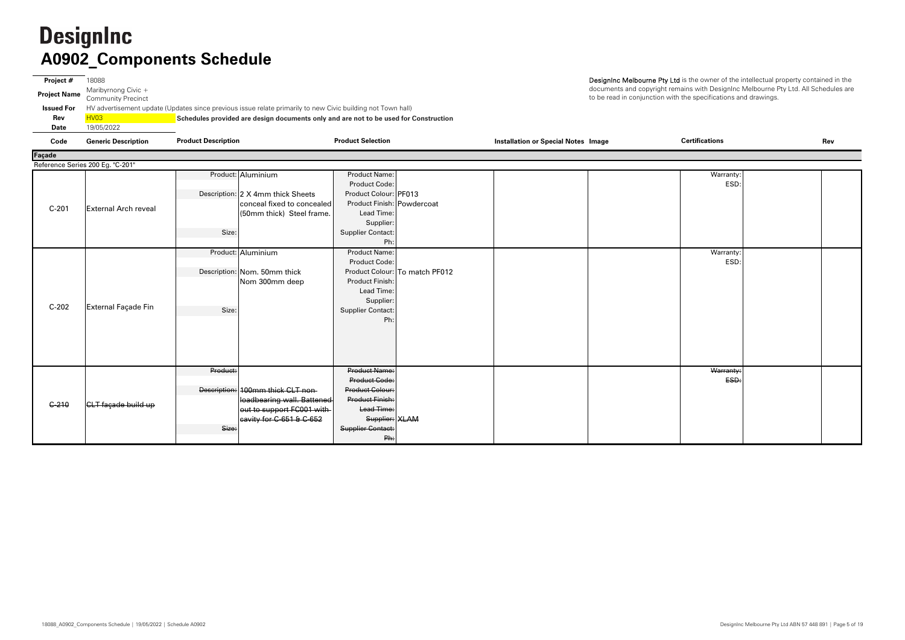# DesignInc

## A0902_Components Schedule

| | |
|---|---|
| **Project #** | 18088 |
| **Project Name** | Maribyrnong Civic + Community Precinct |
| **Issued For** | HV advertisement update (Updates since previous issue relate primarily to new Civic building not Town hall) |
| **Rev** | HV03 |
| **Date** | 19/05/2022 |

**Schedules provided are design documents only and are not to be used for Construction**

**DesignInc Melbourne Pty Ltd** is the owner of the intellectual property contained in the documents and copyright remains with DesignInc Melbourne Pty Ltd. All Schedules are to be read in conjunction with the specifications and drawings.

| Code | Generic Description | Product Description | | Product Selection | | Installation or Special Notes | Image | Certifications | | Rev |
|---|---|---|---|---|---|---|---|---|---|---|
| **Façade** | | | | | | | | | | |
| Reference Series 200 Eg. "C-201" | | | | | | | | | | |
| C-201 | External Arch reveal | Product: | Aluminium | Product Name: | | | | Warranty: | | |
| | | | | Product Code: | | | | ESD: | | |
| | | Description: | 2 X 4mm thick Sheets conceal fixed to concealed (50mm thick) Steel frame. | Product Colour: | PF013 | | | | | |
| | | | | Product Finish: | Powdercoat | | | | | |
| | | | | Lead Time: | | | | | | |
| | | | | Supplier: | | | | | | |
| | | Size: | | Supplier Contact: | | | | | | |
| | | | | Ph: | | | | | | |
| C-202 | External Façade Fin | Product: | Aluminium | Product Name: | | | | Warranty: | | |
| | | | | Product Code: | | | | ESD: | | |
| | | Description: | Nom. 50mm thick Nom 300mm deep | Product Colour: | To match PF012 | | | | | |
| | | | | Product Finish: | | | | | | |
| | | | | Lead Time: | | | | | | |
| | | | | Supplier: | | | | | | |
| | | Size: | | Supplier Contact: | | | | | | |
| | | | | Ph: | | | | | | |
| ~~C-210~~ | ~~CLT façade build up~~ | ~~Product:~~ | | ~~Product Name:~~ | | | | ~~Warranty:~~ | | |
| | | | | ~~Product Code:~~ | | | | ~~ESD:~~ | | |
| | | ~~Description:~~ | ~~100mm thick CLT non-loadbearing wall. Battened out to support FC001 with cavity for C-651 & C-652~~ | ~~Product Colour:~~ | | | | | | |
| | | | | ~~Product Finish:~~ | | | | | | |
| | | | | ~~Lead Time:~~ | | | | | | |
| | | | | ~~Supplier:~~ | XLAM | | | | | |
| | | ~~Size:~~ | | ~~Supplier Contact:~~ | | | | | | |
| | | | | ~~Ph:~~ | | | | | | |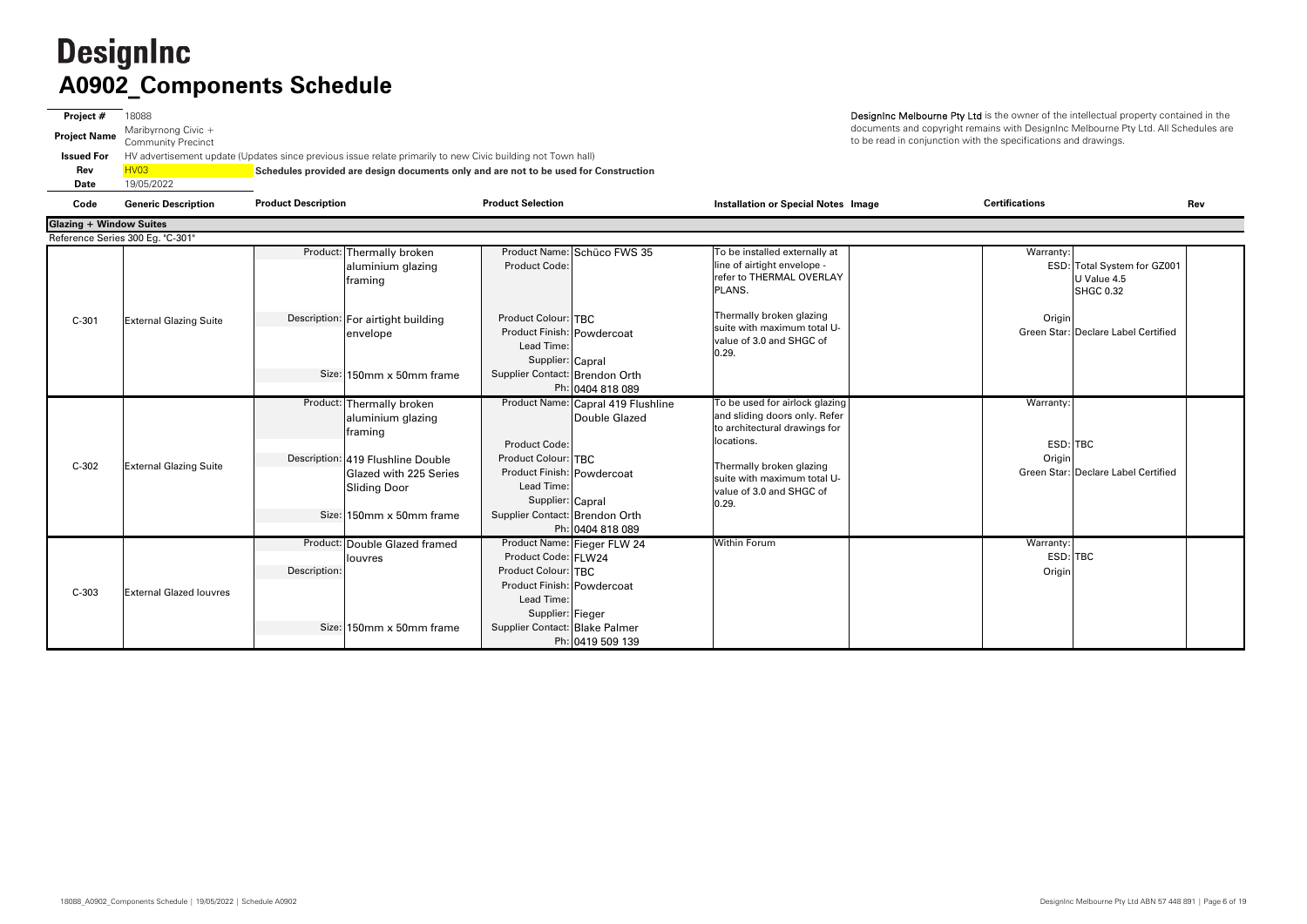# DesignInc

## A0902_Components Schedule

**Project #** 18088

**Project Name** Maribyrnong Civic + Community Precinct

**Issued For** HV advertisement update (Updates since previous issue relate primarily to new Civic building not Town hall)

**Rev** HV03 **Schedules provided are design documents only and are not to be used for Construction**

**Date** 19/05/2022

DesignInc Melbourne Pty Ltd is the owner of the intellectual property contained in the documents and copyright remains with DesignInc Melbourne Pty Ltd. All Schedules are to be read in conjunction with the specifications and drawings.

| Code | Generic Description | Product Description | Product Selection | Installation or Special Notes | Image | Certifications | Rev |
|---|---|---|---|---|---|---|---|
| **Glazing + Window Suites** | | | | | | | |
| Reference Series 300 Eg. "C-301" | | | | | | | |
| C-301 | External Glazing Suite | Product: Thermally broken aluminium glazing framing<br>Description: For airtight building envelope<br>Size: 150mm x 50mm frame | Product Name: Schüco FWS 35<br>Product Code:<br>Product Colour: TBC<br>Product Finish: Powdercoat<br>Lead Time:<br>Supplier: Capral<br>Supplier Contact: Brendon Orth<br>Ph: 0404 818 089 | To be installed externally at line of airtight envelope - refer to THERMAL OVERLAY PLANS.<br>Thermally broken glazing suite with maximum total U-value of 3.0 and SHGC of 0.29. | | Warranty:<br>ESD: Total System for GZ001 U Value 4.5 SHGC 0.32<br>Origin<br>Green Star: Declare Label Certified | |
| C-302 | External Glazing Suite | Product: Thermally broken aluminium glazing framing<br>Description: 419 Flushline Double Glazed with 225 Series Sliding Door<br>Size: 150mm x 50mm frame | Product Name: Capral 419 Flushline Double Glazed<br>Product Code:<br>Product Colour: TBC<br>Product Finish: Powdercoat<br>Lead Time:<br>Supplier: Capral<br>Supplier Contact: Brendon Orth<br>Ph: 0404 818 089 | To be used for airlock glazing and sliding doors only. Refer to architectural drawings for locations.<br>Thermally broken glazing suite with maximum total U-value of 3.0 and SHGC of 0.29. | | Warranty:<br>ESD: TBC<br>Origin<br>Green Star: Declare Label Certified | |
| C-303 | External Glazed louvres | Product: Double Glazed framed louvres<br>Description:<br>Size: 150mm x 50mm frame | Product Name: Fieger FLW 24<br>Product Code: FLW24<br>Product Colour: TBC<br>Product Finish: Powdercoat<br>Lead Time:<br>Supplier: Fieger<br>Supplier Contact: Blake Palmer<br>Ph: 0419 509 139 | Within Forum | | Warranty:<br>ESD: TBC<br>Origin | |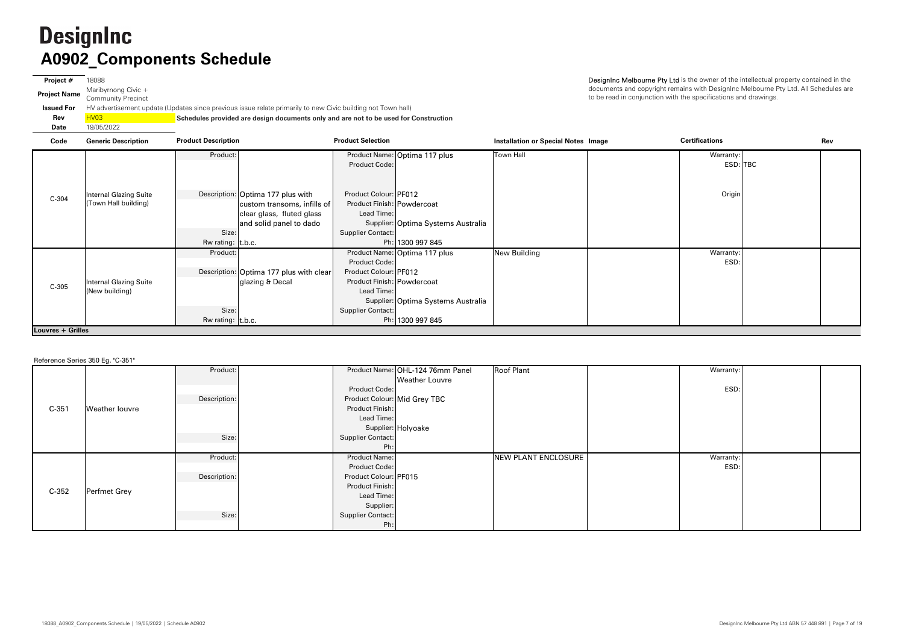# DesignInc

## A0902_Components Schedule

**Project #** 18088
**Project Name** Maribyrnong Civic + Community Precinct
**Issued For** HV advertisement update (Updates since previous issue relate primarily to new Civic building not Town hall)
**Rev** HV03 **Schedules provided are design documents only and are not to be used for Construction**
**Date** 19/05/2022

DesignInc Melbourne Pty Ltd is the owner of the intellectual property contained in the documents and copyright remains with DesignInc Melbourne Pty Ltd. All Schedules are to be read in conjunction with the specifications and drawings.

| Code | Generic Description | Product Description | | Product Selection | | Installation or Special Notes | Image | Certifications | | Rev |
|---|---|---|---|---|---|---|---|---|---|---|
| C-304 | Internal Glazing Suite (Town Hall building) | Product: | | Product Name: | Optima 117 plus | Town Hall | | Warranty: | | |
| | | | | Product Code: | | | | ESD: | TBC | |
| | | Description: | Optima 177 plus with custom transoms, infills of clear glass, fluted glass and solid panel to dado | Product Colour: | PF012 | | | Origin | | |
| | | | | Product Finish: | Powdercoat | | | | | |
| | | | | Lead Time: | | | | | | |
| | | | | Supplier: | Optima Systems Australia | | | | | |
| | | Size: | | Supplier Contact: | | | | | | |
| | | Rw rating: | t.b.c. | Ph: | 1300 997 845 | | | | | |
| C-305 | Internal Glazing Suite (New building) | Product: | | Product Name: | Optima 117 plus | New Building | | Warranty: | | |
| | | | | Product Code: | | | | ESD: | | |
| | | Description: | Optima 177 plus with clear glazing & Decal | Product Colour: | PF012 | | | | | |
| | | | | Product Finish: | Powdercoat | | | | | |
| | | | | Lead Time: | | | | | | |
| | | | | Supplier: | Optima Systems Australia | | | | | |
| | | Size: | | Supplier Contact: | | | | | | |
| | | Rw rating: | t.b.c. | Ph: | 1300 997 845 | | | | | |

**Louvres + Grilles**

Reference Series 350 Eg. "C-351"

| Code | Generic Description | Product Description | | Product Selection | | Installation or Special Notes | Image | Certifications | | Rev |
|---|---|---|---|---|---|---|---|---|---|---|
| C-351 | Weather louvre | Product: | | Product Name: | OHL-124 76mm Panel Weather Louvre | Roof Plant | | Warranty: | | |
| | | | | Product Code: | | | | ESD: | | |
| | | Description: | | Product Colour: | Mid Grey TBC | | | | | |
| | | | | Product Finish: | | | | | | |
| | | | | Lead Time: | | | | | | |
| | | | | Supplier: | Holyoake | | | | | |
| | | Size: | | Supplier Contact: | | | | | | |
| | | | | Ph: | | | | | | |
| C-352 | Perfmet Grey | Product: | | Product Name: | | NEW PLANT ENCLOSURE | | Warranty: | | |
| | | | | Product Code: | | | | ESD: | | |
| | | Description: | | Product Colour: | PF015 | | | | | |
| | | | | Product Finish: | | | | | | |
| | | | | Lead Time: | | | | | | |
| | | | | Supplier: | | | | | | |
| | | Size: | | Supplier Contact: | | | | | | |
| | | | | Ph: | | | | | | |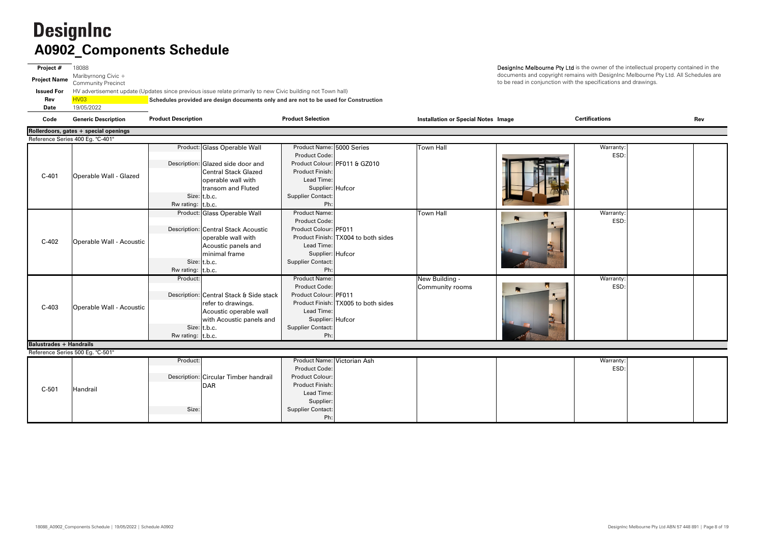# DesignInc

## A0902_Components Schedule

| | |
|---|---|
| **Project #** | 18088 |
| **Project Name** | Maribyrnong Civic + Community Precinct |
| **Issued For** | HV advertisement update (Updates since previous issue relate primarily to new Civic building not Town hall) |
| **Rev** | HV03 |
| **Date** | 19/05/2022 |

**Schedules provided are design documents only and are not to be used for Construction**

DesignInc Melbourne Pty Ltd is the owner of the intellectual property contained in the documents and copyright remains with DesignInc Melbourne Pty Ltd. All Schedules are to be read in conjunction with the specifications and drawings.

| Code | Generic Description | Product Description | Product Selection | Installation or Special Notes | Image | Certifications | Rev |
|---|---|---|---|---|---|---|---|
| **Rollerdoors, gates + special openings** | | | | | | | |
| Reference Series 400 Eg. "C-401" | | | | | | | |
| C-401 | Operable Wall - Glazed | Product: Glass Operable Wall<br>Description: Glazed side door and Central Stack Glazed operable wall with transom and Fluted<br>Size: t.b.c.<br>Rw rating: t.b.c. | Product Name: 5000 Series<br>Product Code:<br>Product Colour: PF011 & GZ010<br>Product Finish:<br>Lead Time:<br>Supplier: Hufcor<br>Supplier Contact:<br>Ph: | Town Hall | | Warranty:<br>ESD: | |
| C-402 | Operable Wall - Acoustic | Product: Glass Operable Wall<br>Description: Central Stack Acoustic operable wall with Acoustic panels and minimal frame<br>Size: t.b.c.<br>Rw rating: t.b.c. | Product Name:<br>Product Code:<br>Product Colour: PF011<br>Product Finish: TX004 to both sides<br>Lead Time:<br>Supplier: Hufcor<br>Supplier Contact:<br>Ph: | Town Hall | | Warranty:<br>ESD: | |
| C-403 | Operable Wall - Acoustic | Product:<br>Description: Central Stack & Side stack refer to drawings. Acoustic operable wall with Acoustic panels and<br>Size: t.b.c.<br>Rw rating: t.b.c. | Product Name:<br>Product Code:<br>Product Colour: PF011<br>Product Finish: TX005 to both sides<br>Lead Time:<br>Supplier: Hufcor<br>Supplier Contact:<br>Ph: | New Building - Community rooms | | Warranty:<br>ESD: | |
| **Balustrades + Handrails** | | | | | | | |
| Reference Series 500 Eg. "C-501" | | | | | | | |
| C-501 | Handrail | Product:<br>Description: Circular Timber handrail DAR<br>Size: | Product Name: Victorian Ash<br>Product Code:<br>Product Colour:<br>Product Finish:<br>Lead Time:<br>Supplier:<br>Supplier Contact:<br>Ph: | | | Warranty:<br>ESD: | |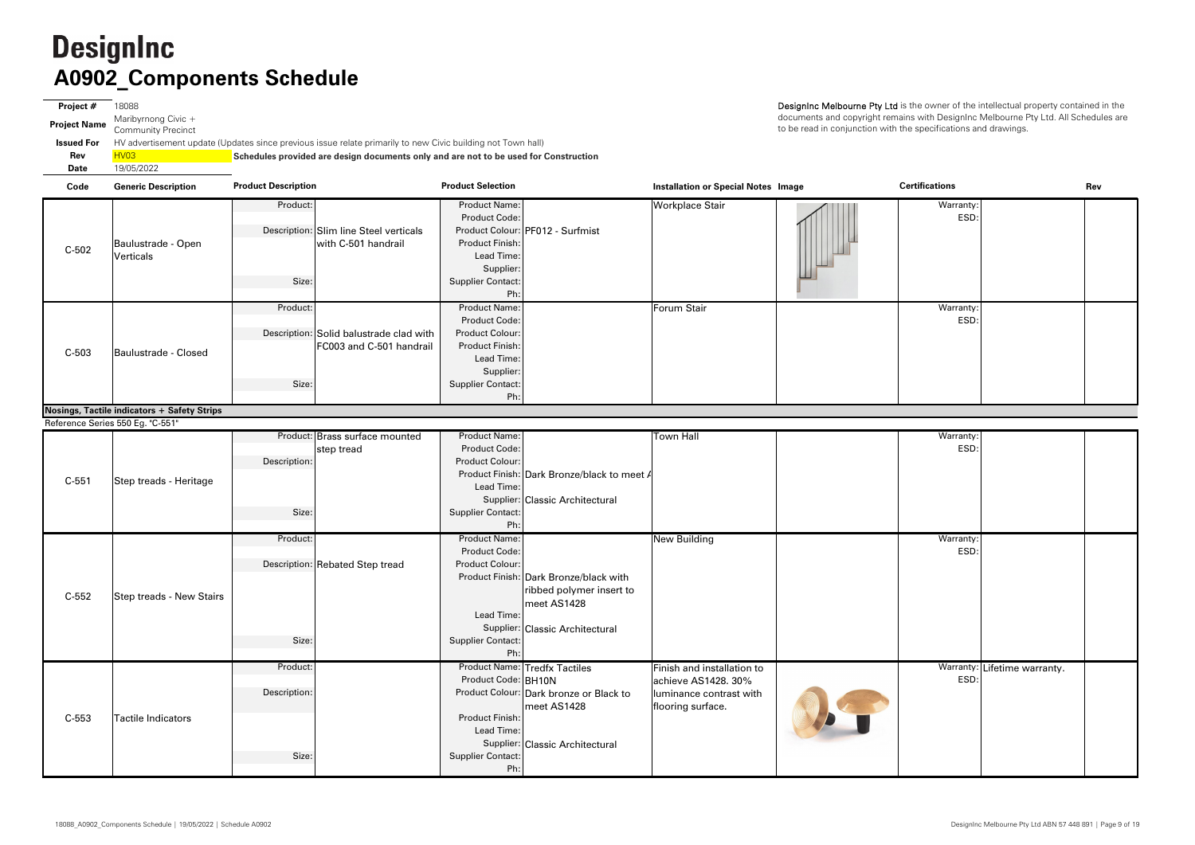# DesignInc
## A0902_Components Schedule

**Project #** 18088
**Project Name** Maribyrnong Civic + Community Precinct
**Issued For** HV advertisement update (Updates since previous issue relate primarily to new Civic building not Town hall)
**Rev** HV03 **Schedules provided are design documents only and are not to be used for Construction**
**Date** 19/05/2022

DesignInc Melbourne Pty Ltd is the owner of the intellectual property contained in the documents and copyright remains with DesignInc Melbourne Pty Ltd. All Schedules are to be read in conjunction with the specifications and drawings.

| Code | Generic Description | Product Description | | Product Selection | | Installation or Special Notes | Image | Certifications | | Rev |
|---|---|---|---|---|---|---|---|---|---|---|
| C-502 | Baulustrade - Open Verticals | Product: | | Product Name: | | Workplace Stair | | Warranty: | | |
| | | | | Product Code: | | | | ESD: | | |
| | | Description: | Slim line Steel verticals with C-501 handrail | Product Colour: | PF012 - Surfmist | | | | | |
| | | | | Product Finish: | | | | | | |
| | | | | Lead Time: | | | | | | |
| | | | | Supplier: | | | | | | |
| | | Size: | | Supplier Contact: | | | | | | |
| | | | | Ph: | | | | | | |
| C-503 | Baulustrade - Closed | Product: | | Product Name: | | Forum Stair | | Warranty: | | |
| | | | | Product Code: | | | | ESD: | | |
| | | Description: | Solid balustrade clad with FC003 and C-501 handrail | Product Colour: | | | | | | |
| | | | | Product Finish: | | | | | | |
| | | | | Lead Time: | | | | | | |
| | | | | Supplier: | | | | | | |
| | | Size: | | Supplier Contact: | | | | | | |
| | | | | Ph: | | | | | | |
| **Nosings, Tactile indicators + Safety Strips** | | | | | | | | | | |
| Reference Series 550 Eg. "C-551" | | | | | | | | | | |
| C-551 | Step treads - Heritage | Product: | Brass surface mounted step tread | Product Name: | | Town Hall | | Warranty: | | |
| | | | | Product Code: | | | | ESD: | | |
| | | Description: | | Product Colour: | | | | | | |
| | | | | Product Finish: | Dark Bronze/black to meet A | | | | | |
| | | | | Lead Time: | | | | | | |
| | | | | Supplier: | Classic Architectural | | | | | |
| | | Size: | | Supplier Contact: | | | | | | |
| | | | | Ph: | | | | | | |
| C-552 | Step treads - New Stairs | Product: | | Product Name: | | New Building | | Warranty: | | |
| | | | | Product Code: | | | | ESD: | | |
| | | Description: | Rebated Step tread | Product Colour: | | | | | | |
| | | | | Product Finish: | Dark Bronze/black with ribbed polymer insert to meet AS1428 | | | | | |
| | | | | Lead Time: | | | | | | |
| | | | | Supplier: | Classic Architectural | | | | | |
| | | Size: | | Supplier Contact: | | | | | | |
| | | | | Ph: | | | | | | |
| C-553 | Tactile Indicators | Product: | | Product Name: | Tredfx Tactiles | Finish and installation to achieve AS1428. 30% luminance contrast with flooring surface. | | Warranty: | Lifetime warranty. | |
| | | | | Product Code: | BH10N | | | ESD: | | |
| | | Description: | | Product Colour: | Dark bronze or Black to meet AS1428 | | | | | |
| | | | | Product Finish: | | | | | | |
| | | | | Lead Time: | | | | | | |
| | | | | Supplier: | Classic Architectural | | | | | |
| | | Size: | | Supplier Contact: | | | | | | |
| | | | | Ph: | | | | | | |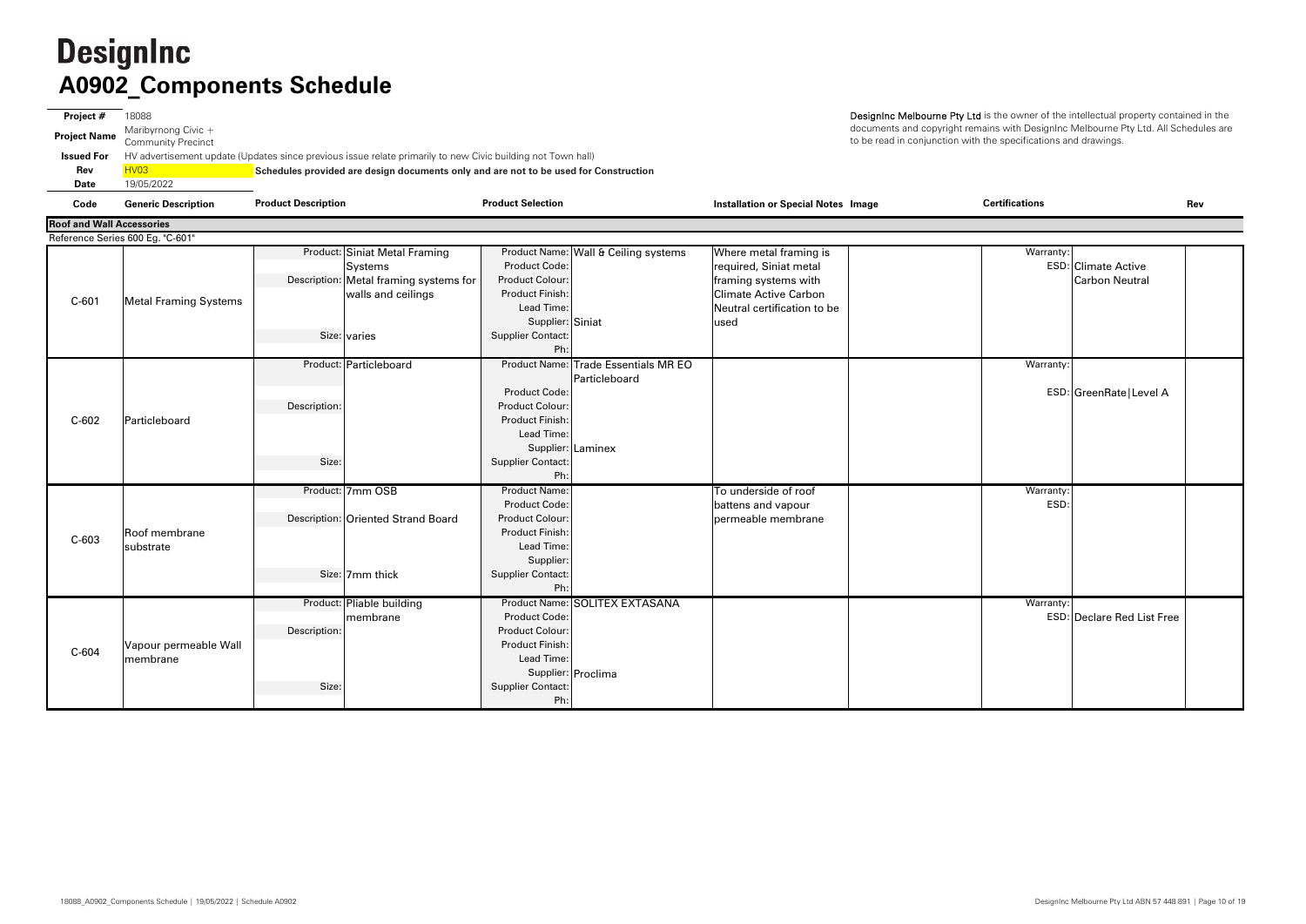# DesignInc

## A0902_Components Schedule

| | |
|---|---|
| **Project #** | 18088 |
| **Project Name** | Maribyrnong Civic + Community Precinct |
| **Issued For** | HV advertisement update (Updates since previous issue relate primarily to new Civic building not Town hall) |
| **Rev** | HV03 |
| **Date** | 19/05/2022 |

**Schedules provided are design documents only and are not to be used for Construction**

DesignInc Melbourne Pty Ltd is the owner of the intellectual property contained in the documents and copyright remains with DesignInc Melbourne Pty Ltd. All Schedules are to be read in conjunction with the specifications and drawings.

| Code | Generic Description | Product Description | | Product Selection | | Installation or Special Notes | Image | Certifications | | Rev |
|---|---|---|---|---|---|---|---|---|---|---|
| **Roof and Wall Accessories** | | | | | | | | | | |
| Reference Series 600 Eg. "C-601" | | | | | | | | | | |
| C-601 | Metal Framing Systems | Product: | Siniat Metal Framing Systems | Product Name: | Wall & Ceiling systems | Where metal framing is required, Siniat metal framing systems with Climate Active Carbon Neutral certification to be used | | Warranty: | | |
| | | Description: | Metal framing systems for walls and ceilings | Product Code: | | | | ESD: | Climate Active Carbon Neutral | |
| | | | | Product Colour: | | | | | | |
| | | | | Product Finish: | | | | | | |
| | | | | Lead Time: | | | | | | |
| | | | | Supplier: | Siniat | | | | | |
| | | Size: | varies | Supplier Contact: | | | | | | |
| | | | | Ph: | | | | | | |
| C-602 | Particleboard | Product: | Particleboard | Product Name: | Trade Essentials MR EO Particleboard | | | Warranty: | | |
| | | | | Product Code: | | | | ESD: | GreenRate\|Level A | |
| | | Description: | | Product Colour: | | | | | | |
| | | | | Product Finish: | | | | | | |
| | | | | Lead Time: | | | | | | |
| | | | | Supplier: | Laminex | | | | | |
| | | Size: | | Supplier Contact: | | | | | | |
| | | | | Ph: | | | | | | |
| C-603 | Roof membrane substrate | Product: | 7mm OSB | Product Name: | | To underside of roof battens and vapour permeable membrane | | Warranty: | | |
| | | | | Product Code: | | | | ESD: | | |
| | | Description: | Oriented Strand Board | Product Colour: | | | | | | |
| | | | | Product Finish: | | | | | | |
| | | | | Lead Time: | | | | | | |
| | | | | Supplier: | | | | | | |
| | | Size: | 7mm thick | Supplier Contact: | | | | | | |
| | | | | Ph: | | | | | | |
| C-604 | Vapour permeable Wall membrane | Product: | Pliable building membrane | Product Name: | SOLITEX EXTASANA | | | Warranty: | | |
| | | | | Product Code: | | | | ESD: | Declare Red List Free | |
| | | Description: | | Product Colour: | | | | | | |
| | | | | Product Finish: | | | | | | |
| | | | | Lead Time: | | | | | | |
| | | | | Supplier: | Proclima | | | | | |
| | | Size: | | Supplier Contact: | | | | | | |
| | | | | Ph: | | | | | | |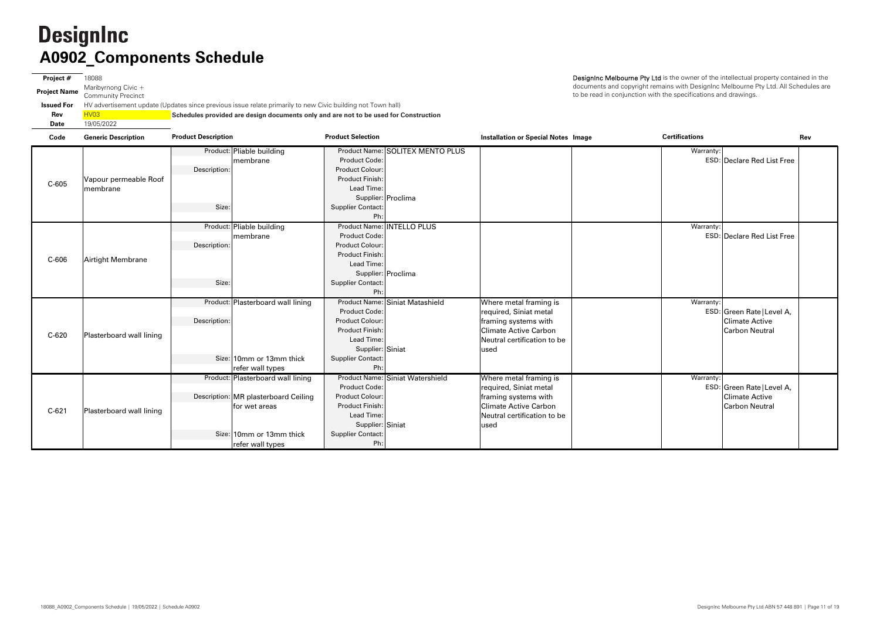# DesignInc

## A0902_Components Schedule

**Project #** 18088

**Project Name** Maribyrnong Civic + Community Precinct

**Issued For** HV advertisement update (Updates since previous issue relate primarily to new Civic building not Town hall)

**Rev** HV03 **Schedules provided are design documents only and are not to be used for Construction**

**Date** 19/05/2022

DesignInc Melbourne Pty Ltd is the owner of the intellectual property contained in the documents and copyright remains with DesignInc Melbourne Pty Ltd. All Schedules are to be read in conjunction with the specifications and drawings.

| Code | Generic Description | Product Description | Product Selection | Installation or Special Notes | Image | Certifications | Rev |
|---|---|---|---|---|---|---|---|
| C-605 | Vapour permeable Roof membrane | Product: Pliable building membrane<br>Description:<br>Size: | Product Name: SOLITEX MENTO PLUS<br>Product Code:<br>Product Colour:<br>Product Finish:<br>Lead Time:<br>Supplier: Proclima<br>Supplier Contact:<br>Ph: | | | Warranty:<br>ESD: Declare Red List Free | |
| C-606 | Airtight Membrane | Product: Pliable building membrane<br>Description:<br>Size: | Product Name: INTELLO PLUS<br>Product Code:<br>Product Colour:<br>Product Finish:<br>Lead Time:<br>Supplier: Proclima<br>Supplier Contact:<br>Ph: | | | Warranty:<br>ESD: Declare Red List Free | |
| C-620 | Plasterboard wall lining | Product: Plasterboard wall lining<br>Description:<br>Size: 10mm or 13mm thick refer wall types | Product Name: Siniat Matashield<br>Product Code:<br>Product Colour:<br>Product Finish:<br>Lead Time:<br>Supplier: Siniat<br>Supplier Contact:<br>Ph: | Where metal framing is required, Siniat metal framing systems with Climate Active Carbon Neutral certification to be used | | Warranty:<br>ESD: Green Rate\|Level A, Climate Active Carbon Neutral | |
| C-621 | Plasterboard wall lining | Product: Plasterboard wall lining<br>Description: MR plasterboard Ceiling for wet areas<br>Size: 10mm or 13mm thick refer wall types | Product Name: Siniat Watershield<br>Product Code:<br>Product Colour:<br>Product Finish:<br>Lead Time:<br>Supplier: Siniat<br>Supplier Contact:<br>Ph: | Where metal framing is required, Siniat metal framing systems with Climate Active Carbon Neutral certification to be used | | Warranty:<br>ESD: Green Rate\|Level A, Climate Active Carbon Neutral | |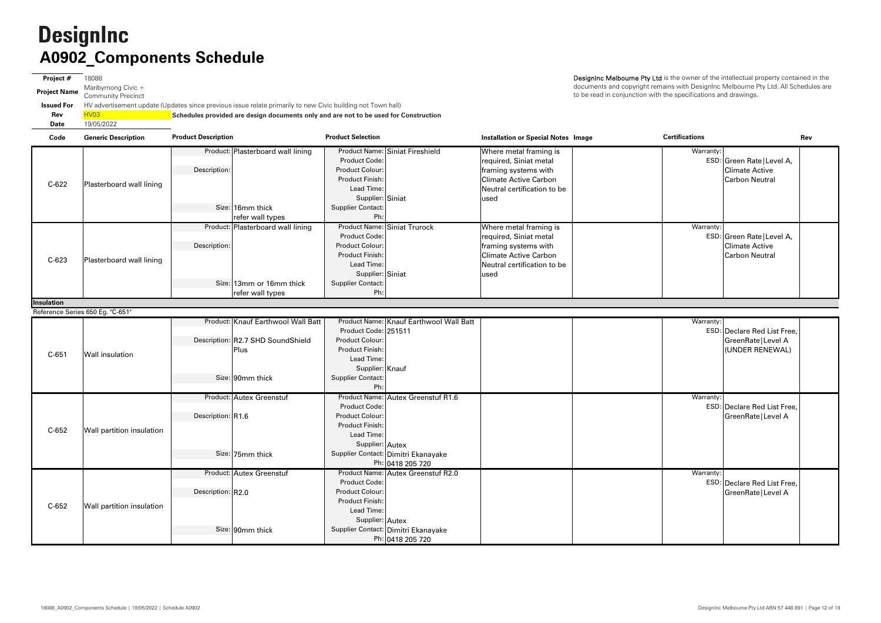# DesignInc

## A0902_Components Schedule

**Project #** 18088

**Project Name** Maribyrnong Civic + Community Precinct

**Issued For** HV advertisement update (Updates since previous issue relate primarily to new Civic building not Town hall)

**Rev** HV03 **Schedules provided are design documents only and are not to be used for Construction**

**Date** 19/05/2022

DesignInc Melbourne Pty Ltd is the owner of the intellectual property contained in the documents and copyright remains with DesignInc Melbourne Pty Ltd. All Schedules are to be read in conjunction with the specifications and drawings.

| Code | Generic Description | Product Description | Product Selection | Installation or Special Notes | Image | Certifications | Rev |
|---|---|---|---|---|---|---|---|
| C-622 | Plasterboard wall lining | Product: Plasterboard wall lining<br>Description:<br>Size: 16mm thick refer wall types | Product Name: Siniat Fireshield<br>Product Code:<br>Product Colour:<br>Product Finish:<br>Lead Time:<br>Supplier: Siniat<br>Supplier Contact:<br>Ph: | Where metal framing is required, Siniat metal framing systems with Climate Active Carbon Neutral certification to be used | | Warranty:<br>ESD: Green Rate\|Level A, Climate Active Carbon Neutral | |
| C-623 | Plasterboard wall lining | Product: Plasterboard wall lining<br>Description:<br>Size: 13mm or 16mm thick refer wall types | Product Name: Siniat Trurock<br>Product Code:<br>Product Colour:<br>Product Finish:<br>Lead Time:<br>Supplier: Siniat<br>Supplier Contact:<br>Ph: | Where metal framing is required, Siniat metal framing systems with Climate Active Carbon Neutral certification to be used | | Warranty:<br>ESD: Green Rate\|Level A, Climate Active Carbon Neutral | |
| **Insulation** | | | | | | | |
| Reference Series 650 Eg. "C-651" | | | | | | | |
| C-651 | Wall insulation | Product: Knauf Earthwool Wall Batt<br>Description: R2.7 SHD SoundShield Plus<br>Size: 90mm thick | Product Name: Knauf Earthwool Wall Batt<br>Product Code: 251511<br>Product Colour:<br>Product Finish:<br>Lead Time:<br>Supplier: Knauf<br>Supplier Contact:<br>Ph: | | | Warranty:<br>ESD: Declare Red List Free, GreenRate\|Level A (UNDER RENEWAL) | |
| C-652 | Wall partition insulation | Product: Autex Greenstuf<br>Description: R1.6<br>Size: 75mm thick | Product Name: Autex Greenstuf R1.6<br>Product Code:<br>Product Colour:<br>Product Finish:<br>Lead Time:<br>Supplier: Autex<br>Supplier Contact: Dimitri Ekanayake<br>Ph: 0418 205 720 | | | Warranty:<br>ESD: Declare Red List Free, GreenRate\|Level A | |
| C-652 | Wall partition insulation | Product: Autex Greenstuf<br>Description: R2.0<br>Size: 90mm thick | Product Name: Autex Greenstuf R2.0<br>Product Code:<br>Product Colour:<br>Product Finish:<br>Lead Time:<br>Supplier: Autex<br>Supplier Contact: Dimitri Ekanayake<br>Ph: 0418 205 720 | | | Warranty:<br>ESD: Declare Red List Free, GreenRate\|Level A | |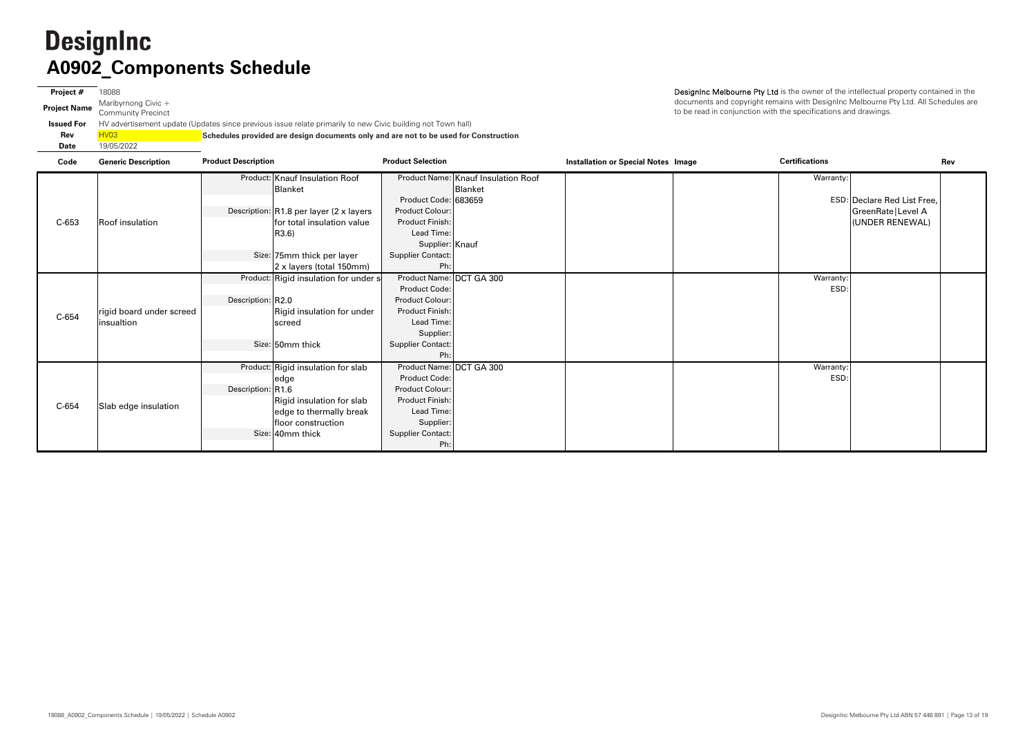# DesignInc

## A0902_Components Schedule

**Project #** 18088

**Project Name** Maribyrnong Civic + Community Precinct

**Issued For** HV advertisement update (Updates since previous issue relate primarily to new Civic building not Town hall)

**Rev** HV03 **Schedules provided are design documents only and are not to be used for Construction**

**Date** 19/05/2022

**DesignInc Melbourne Pty Ltd** is the owner of the intellectual property contained in the documents and copyright remains with DesignInc Melbourne Pty Ltd. All Schedules are to be read in conjunction with the specifications and drawings.

| Code | Generic Description | Product Description | | Product Selection | | Installation or Special Notes | Image | Certifications | | Rev |
|---|---|---|---|---|---|---|---|---|---|---|
| C-653 | Roof insulation | Product: | Knauf Insulation Roof Blanket | Product Name: | Knauf Insulation Roof Blanket | | | Warranty: | | |
| | | | | Product Code: | 683659 | | | | | |
| | | Description: | R1.8 per layer (2 x layers for total insulation value R3.6) | Product Colour: | | | | ESD: | Declare Red List Free, GreenRate\|Level A (UNDER RENEWAL) | |
| | | | | Product Finish: | | | | | | |
| | | | | Lead Time: | | | | | | |
| | | | | Supplier: | Knauf | | | | | |
| | | Size: | 75mm thick per layer 2 x layers (total 150mm) | Supplier Contact: | | | | | | |
| | | | | Ph: | | | | | | |
| C-654 | rigid board under screed insualtion | Product: | Rigid insulation for under s | Product Name: | DCT GA 300 | | | Warranty: | | |
| | | | | Product Code: | | | | ESD: | | |
| | | Description: | R2.0 Rigid insulation for under screed | Product Colour: | | | | | | |
| | | | | Product Finish: | | | | | | |
| | | | | Lead Time: | | | | | | |
| | | | | Supplier: | | | | | | |
| | | Size: | 50mm thick | Supplier Contact: | | | | | | |
| | | | | Ph: | | | | | | |
| C-654 | Slab edge insulation | Product: | Rigid insulation for slab edge | Product Name: | DCT GA 300 | | | Warranty: | | |
| | | | | Product Code: | | | | ESD: | | |
| | | Description: | R1.6 Rigid insulation for slab edge to thermally break floor construction | Product Colour: | | | | | | |
| | | | | Product Finish: | | | | | | |
| | | | | Lead Time: | | | | | | |
| | | | | Supplier: | | | | | | |
| | | Size: | 40mm thick | Supplier Contact: | | | | | | |
| | | | | Ph: | | | | | | |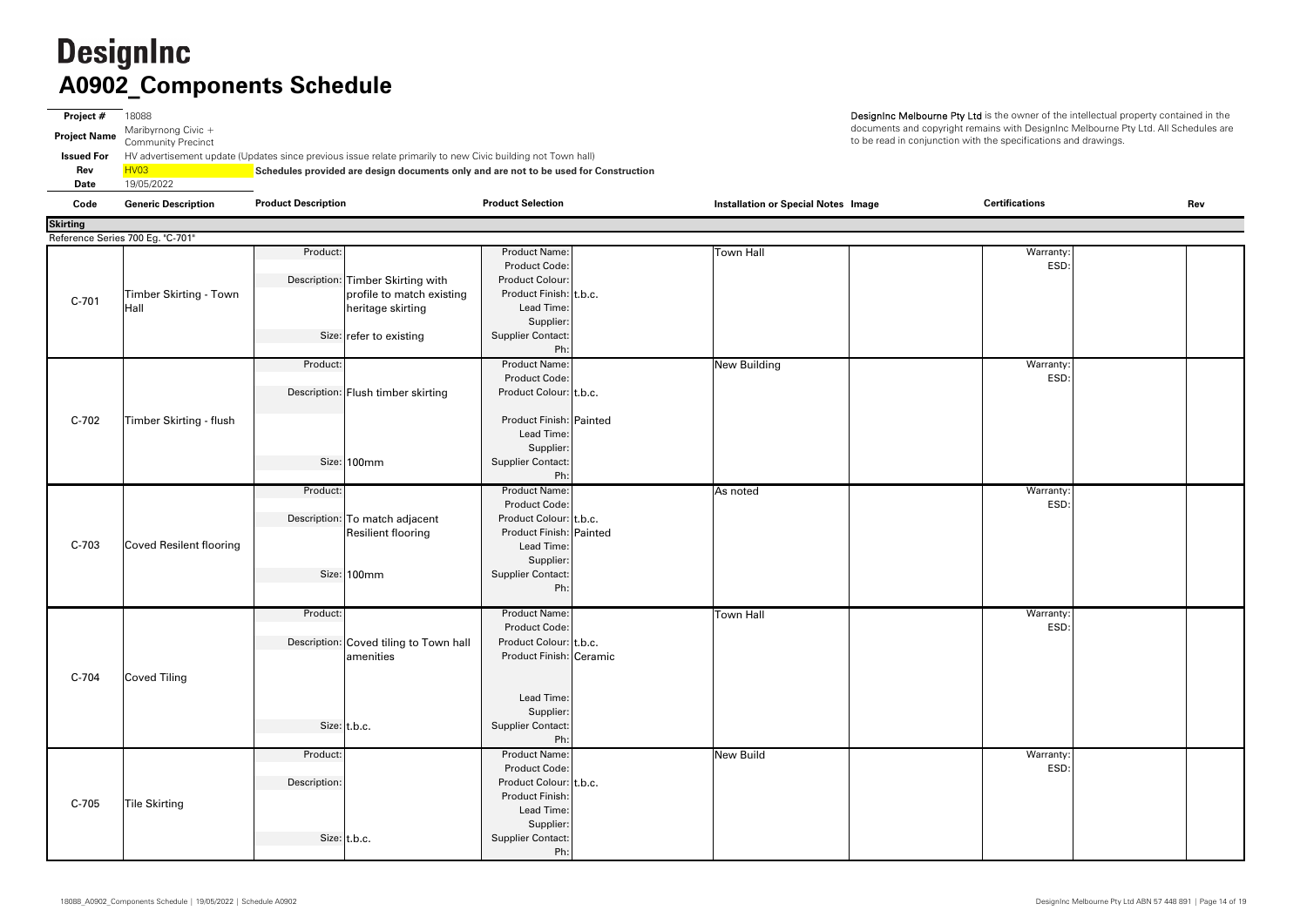# DesignInc

## A0902_Components Schedule

**Project #** 18088

**Project Name** Maribyrnong Civic + Community Precinct

**Issued For** HV advertisement update (Updates since previous issue relate primarily to new Civic building not Town hall)

**Rev** HV03 — **Schedules provided are design documents only and are not to be used for Construction**

**Date** 19/05/2022

**DesignInc Melbourne Pty Ltd** is the owner of the intellectual property contained in the documents and copyright remains with DesignInc Melbourne Pty Ltd. All Schedules are to be read in conjunction with the specifications and drawings.

| Code | Generic Description | Product Description | Product Selection | Installation or Special Notes | Image | Certifications | Rev |
|---|---|---|---|---|---|---|---|
| **Skirting** | | | | | | | |
| Reference Series 700 Eg. "C-701" | | | | | | | |
| C-701 | Timber Skirting - Town Hall | Product: <br> Description: Timber Skirting with profile to match existing heritage skirting <br> Size: refer to existing | Product Name: <br> Product Code: <br> Product Colour: <br> Product Finish: t.b.c. <br> Lead Time: <br> Supplier: <br> Supplier Contact: <br> Ph: | Town Hall | | Warranty: <br> ESD: | |
| C-702 | Timber Skirting - flush | Product: <br> Description: Flush timber skirting <br> Size: 100mm | Product Name: <br> Product Code: <br> Product Colour: t.b.c. <br> Product Finish: Painted <br> Lead Time: <br> Supplier: <br> Supplier Contact: <br> Ph: | New Building | | Warranty: <br> ESD: | |
| C-703 | Coved Resilent flooring | Product: <br> Description: To match adjacent Resilient flooring <br> Size: 100mm | Product Name: <br> Product Code: <br> Product Colour: t.b.c. <br> Product Finish: Painted <br> Lead Time: <br> Supplier: <br> Supplier Contact: <br> Ph: | As noted | | Warranty: <br> ESD: | |
| C-704 | Coved Tiling | Product: <br> Description: Coved tiling to Town hall amenities <br> Size: t.b.c. | Product Name: <br> Product Code: <br> Product Colour: t.b.c. <br> Product Finish: Ceramic <br> Lead Time: <br> Supplier: <br> Supplier Contact: <br> Ph: | Town Hall | | Warranty: <br> ESD: | |
| C-705 | Tile Skirting | Product: <br> Description: <br> Size: t.b.c. | Product Name: <br> Product Code: <br> Product Colour: t.b.c. <br> Product Finish: <br> Lead Time: <br> Supplier: <br> Supplier Contact: <br> Ph: | New Build | | Warranty: <br> ESD: | |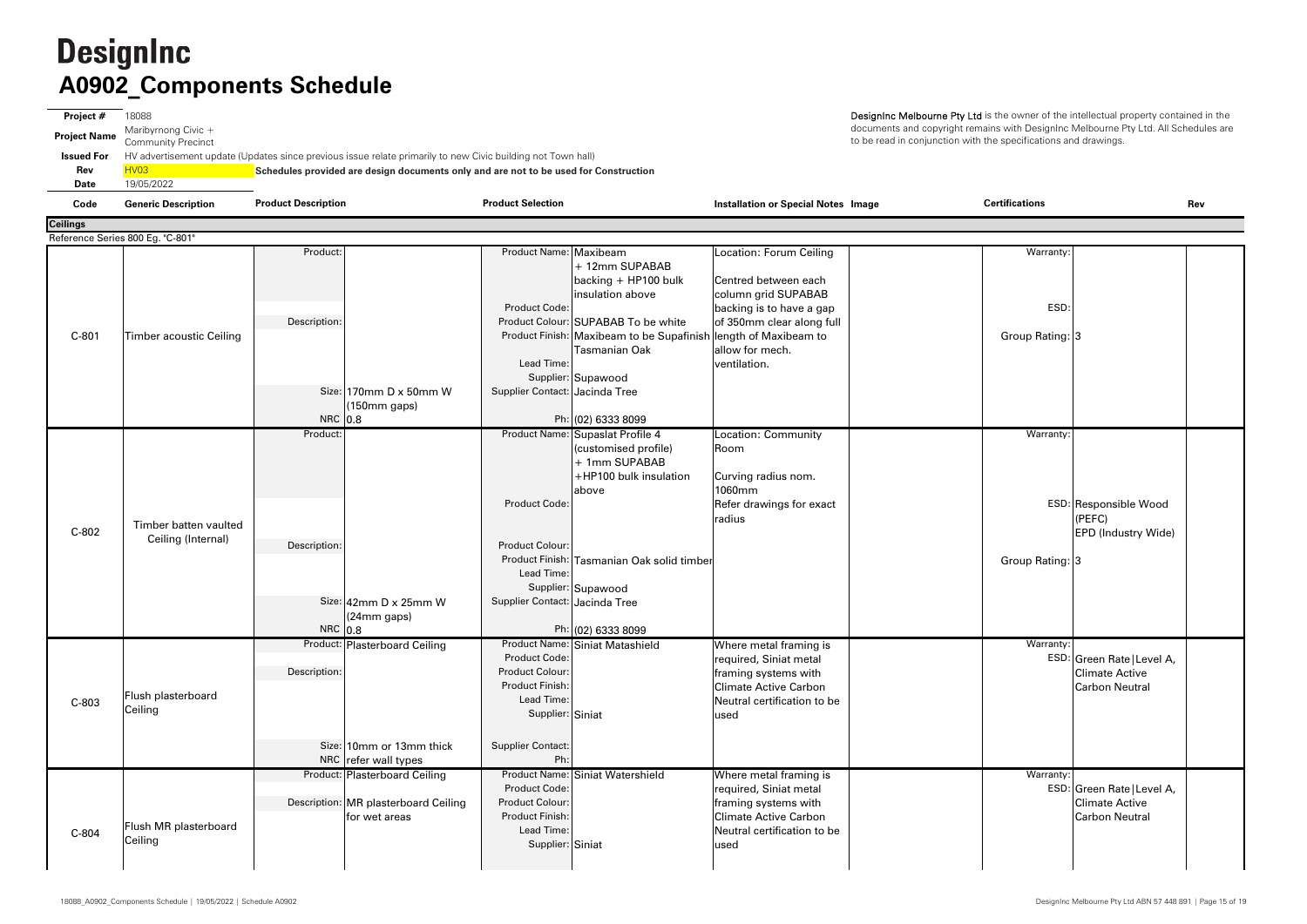# DesignInc

## A0902_Components Schedule

| | |
|---|---|
| **Project #** | 18088 |
| **Project Name** | Maribyrnong Civic + Community Precinct |
| **Issued For** | HV advertisement update (Updates since previous issue relate primarily to new Civic building not Town hall) |
| **Rev** | HV03 |
| **Date** | 19/05/2022 |

**Schedules provided are design documents only and are not to be used for Construction**

**DesignInc Melbourne Pty Ltd** is the owner of the intellectual property contained in the documents and copyright remains with DesignInc Melbourne Pty Ltd. All Schedules are to be read in conjunction with the specifications and drawings.

| Code | Generic Description | Product Description | | Product Selection | | Installation or Special Notes | Image | Certifications | | Rev |
|---|---|---|---|---|---|---|---|---|---|---|
| **Ceilings** | | | | | | | | | | |
| Reference Series 800 Eg. "C-801" | | | | | | | | | | |
| C-801 | Timber acoustic Ceiling | Product: | | Product Name: | Maxibeam + 12mm SUPABAB backing + HP100 bulk insulation above | Location: Forum Ceiling<br><br>Centred between each column grid SUPABAB backing is to have a gap of 350mm clear along full length of Maxibeam to allow for mech. ventilation. | | Warranty: | | |
| | | Description: | | Product Code: | | | | ESD: | | |
| | | | | Product Colour: | SUPABAB To be white | | | Group Rating: | 3 | |
| | | | | Product Finish: | Maxibeam to be Supafinish Tasmanian Oak | | | | | |
| | | | | Lead Time: | | | | | | |
| | | | | Supplier: | Supawood | | | | | |
| | | Size: | 170mm D x 50mm W (150mm gaps) | Supplier Contact: | Jacinda Tree | | | | | |
| | | NRC | 0.8 | Ph: | (02) 6333 8099 | | | | | |
| C-802 | Timber batten vaulted Ceiling (Internal) | Product: | | Product Name: | Supaslat Profile 4 (customised profile) + 1mm SUPABAB +HP100 bulk insulation above | Location: Community Room<br><br>Curving radius nom. 1060mm<br>Refer drawings for exact radius | | Warranty: | | |
| | | | | Product Code: | | | | ESD: | Responsible Wood (PEFC)<br>EPD (Industry Wide) | |
| | | Description: | | Product Colour: | | | | | | |
| | | | | Product Finish: | Tasmanian Oak solid timber | | | Group Rating: | 3 | |
| | | | | Lead Time: | | | | | | |
| | | | | Supplier: | Supawood | | | | | |
| | | Size: | 42mm D x 25mm W (24mm gaps) | Supplier Contact: | Jacinda Tree | | | | | |
| | | NRC | 0.8 | Ph: | (02) 6333 8099 | | | | | |
| C-803 | Flush plasterboard Ceiling | Product: | Plasterboard Ceiling | Product Name: | Siniat Matashield | Where metal framing is required, Siniat metal framing systems with Climate Active Carbon Neutral certification to be used | | Warranty: | | |
| | | | | Product Code: | | | | ESD: | Green Rate\|Level A, Climate Active Carbon Neutral | |
| | | Description: | | Product Colour: | | | | | | |
| | | | | Product Finish: | | | | | | |
| | | | | Lead Time: | | | | | | |
| | | | | Supplier: | Siniat | | | | | |
| | | Size: | 10mm or 13mm thick | Supplier Contact: | | | | | | |
| | | NRC | refer wall types | Ph: | | | | | | |
| C-804 | Flush MR plasterboard Ceiling | Product: | Plasterboard Ceiling | Product Name: | Siniat Watershield | Where metal framing is required, Siniat metal framing systems with Climate Active Carbon Neutral certification to be used | | Warranty: | | |
| | | | | Product Code: | | | | ESD: | Green Rate\|Level A, Climate Active Carbon Neutral | |
| | | Description: | MR plasterboard Ceiling for wet areas | Product Colour: | | | | | | |
| | | | | Product Finish: | | | | | | |
| | | | | Lead Time: | | | | | | |
| | | | | Supplier: | Siniat | | | | | |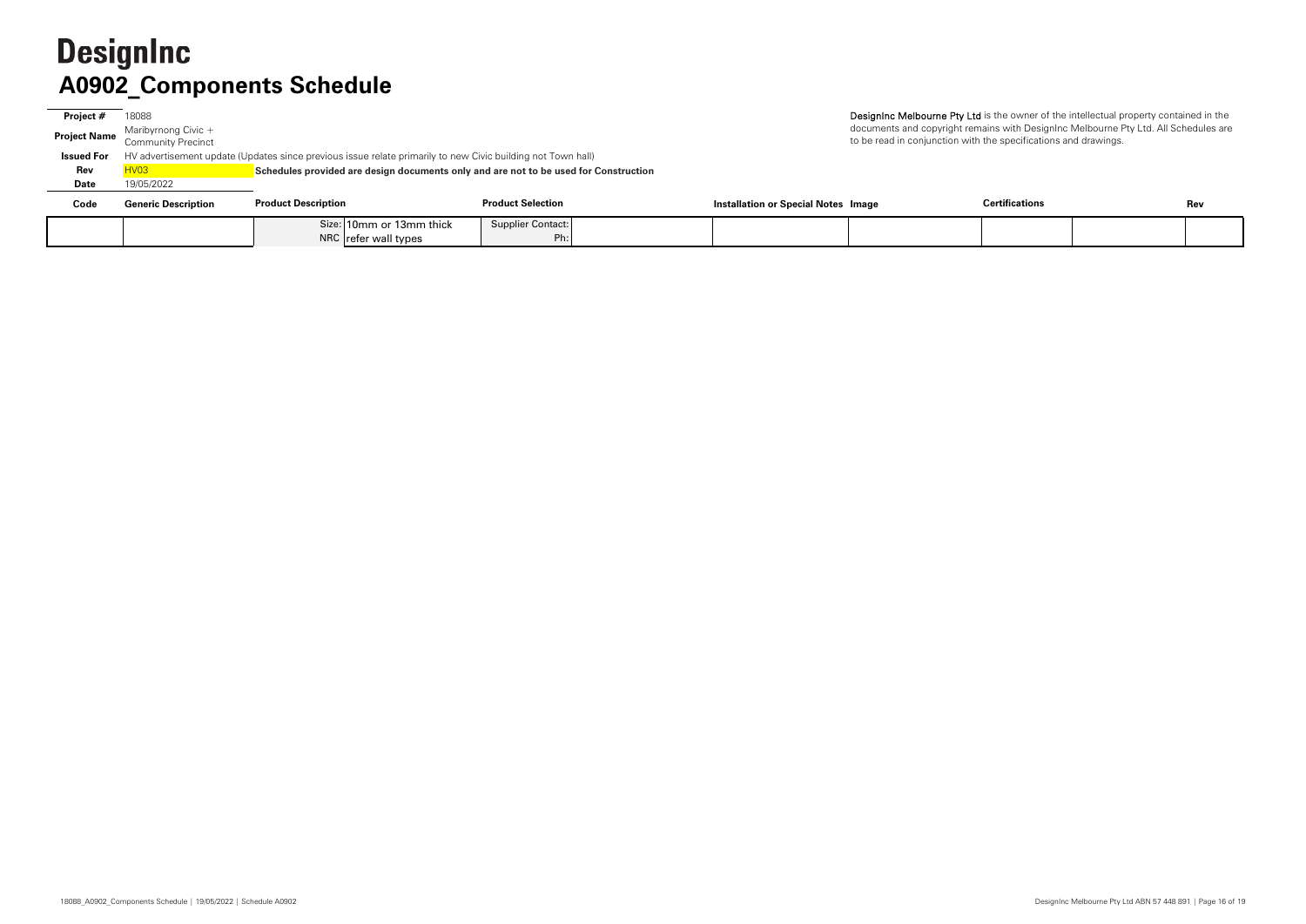# DesignInc

## A0902_Components Schedule

| | |
|---|---|
| **Project #** | 18088 |
| **Project Name** | Maribyrnong Civic + Community Precinct |
| **Issued For** | HV advertisement update (Updates since previous issue relate primarily to new Civic building not Town hall) |
| **Rev** | HV03 |
| **Date** | 19/05/2022 |

**Schedules provided are design documents only and are not to be used for Construction**

DesignInc Melbourne Pty Ltd is the owner of the intellectual property contained in the documents and copyright remains with DesignInc Melbourne Pty Ltd. All Schedules are to be read in conjunction with the specifications and drawings.

| Code | Generic Description | Product Description | | Product Selection | | Installation or Special Notes | Image | Certifications | | Rev |
|---|---|---|---|---|---|---|---|---|---|---|
| | | Size: | 10mm or 13mm thick | Supplier Contact: | | | | | | |
| | | NRC | refer wall types | Ph: | | | | | | |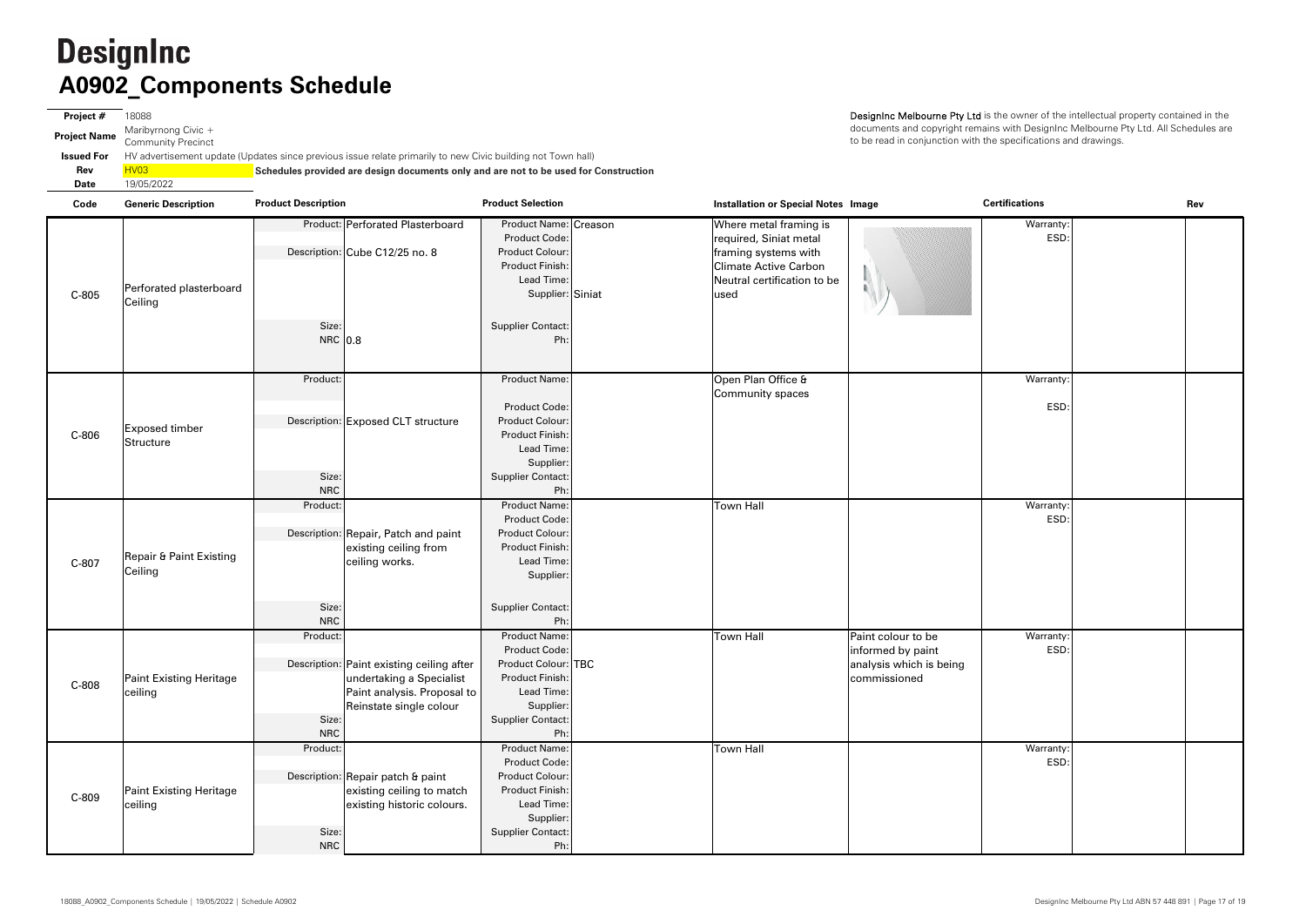# DesignInc

## A0902_Components Schedule

**Project #** 18088
**Project Name** Maribyrnong Civic + Community Precinct
**Issued For** HV advertisement update (Updates since previous issue relate primarily to new Civic building not Town hall)
**Rev** HV03 **Schedules provided are design documents only and are not to be used for Construction**
**Date** 19/05/2022

DesignInc Melbourne Pty Ltd is the owner of the intellectual property contained in the documents and copyright remains with DesignInc Melbourne Pty Ltd. All Schedules are to be read in conjunction with the specifications and drawings.

| Code | Generic Description | Product Description | | Product Selection | | Installation or Special Notes | Image | Certifications | | Rev |
|---|---|---|---|---|---|---|---|---|---|---|
| C-805 | Perforated plasterboard Ceiling | Product: | Perforated Plasterboard | Product Name: | Creason | Where metal framing is required, Siniat metal framing systems with Climate Active Carbon Neutral certification to be used | | Warranty: | | |
| | | Description: | Cube C12/25 no. 8 | Product Code: | | | | ESD: | | |
| | | | | Product Colour: | | | | | | |
| | | | | Product Finish: | | | | | | |
| | | | | Lead Time: | | | | | | |
| | | | | Supplier: | Siniat | | | | | |
| | | Size: | | Supplier Contact: | | | | | | |
| | | NRC | 0.8 | Ph: | | | | | | |
| C-806 | Exposed timber Structure | Product: | | Product Name: | | Open Plan Office & Community spaces | | Warranty: | | |
| | | Description: | Exposed CLT structure | Product Code: | | | | ESD: | | |
| | | | | Product Colour: | | | | | | |
| | | | | Product Finish: | | | | | | |
| | | | | Lead Time: | | | | | | |
| | | | | Supplier: | | | | | | |
| | | Size: | | Supplier Contact: | | | | | | |
| | | NRC | | Ph: | | | | | | |
| C-807 | Repair & Paint Existing Ceiling | Product: | | Product Name: | | Town Hall | | Warranty: | | |
| | | Description: | Repair, Patch and paint existing ceiling from ceiling works. | Product Code: | | | | ESD: | | |
| | | | | Product Colour: | | | | | | |
| | | | | Product Finish: | | | | | | |
| | | | | Lead Time: | | | | | | |
| | | | | Supplier: | | | | | | |
| | | Size: | | Supplier Contact: | | | | | | |
| | | NRC | | Ph: | | | | | | |
| C-808 | Paint Existing Heritage ceiling | Product: | | Product Name: | | Town Hall | Paint colour to be informed by paint analysis which is being commissioned | Warranty: | | |
| | | Description: | Paint existing ceiling after undertaking a Specialist Paint analysis. Proposal to Reinstate single colour | Product Code: | | | | ESD: | | |
| | | | | Product Colour: | TBC | | | | | |
| | | | | Product Finish: | | | | | | |
| | | | | Lead Time: | | | | | | |
| | | | | Supplier: | | | | | | |
| | | Size: | | Supplier Contact: | | | | | | |
| | | NRC | | Ph: | | | | | | |
| C-809 | Paint Existing Heritage ceiling | Product: | | Product Name: | | Town Hall | | Warranty: | | |
| | | Description: | Repair patch & paint existing ceiling to match existing historic colours. | Product Code: | | | | ESD: | | |
| | | | | Product Colour: | | | | | | |
| | | | | Product Finish: | | | | | | |
| | | | | Lead Time: | | | | | | |
| | | | | Supplier: | | | | | | |
| | | Size: | | Supplier Contact: | | | | | | |
| | | NRC | | Ph: | | | | | | |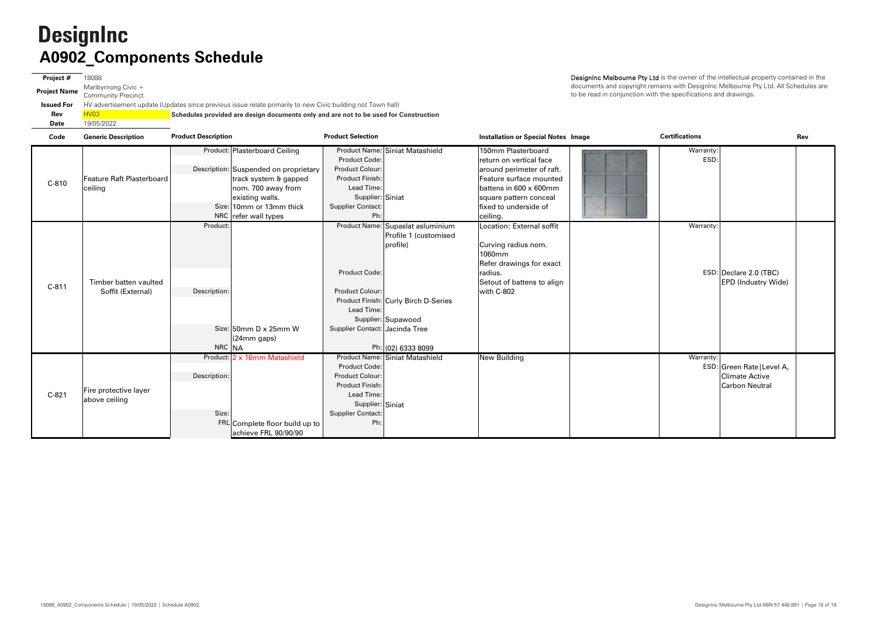# DesignInc

## A0902_Components Schedule

**Project #** 18088
**Project Name** Maribyrnong Civic + Community Precinct
**Issued For** HV advertisement update (Updates since previous issue relate primarily to new Civic building not Town hall)
**Rev** HV03
**Date** 19/05/2022

**Schedules provided are design documents only and are not to be used for Construction**

DesignInc Melbourne Pty Ltd is the owner of the intellectual property contained in the documents and copyright remains with DesignInc Melbourne Pty Ltd. All Schedules are to be read in conjunction with the specifications and drawings.

| Code | Generic Description | Product Description | | Product Selection | | Installation or Special Notes | Image | Certifications | | Rev |
|---|---|---|---|---|---|---|---|---|---|---|
| C-810 | Feature Raft Plasterboard ceiling | Product: | Plasterboard Ceiling | Product Name: | Siniat Matashield | 150mm Plasterboard return on vertical face around perimeter of raft. Feature surface mounted battens in 600 x 600mm square pattern conceal fixed to underside of ceiling. | | Warranty: | | |
| | | | | Product Code: | | | | ESD: | | |
| | | Description: | Suspended on proprietary track system & gapped nom. 700 away from existing walls. | Product Colour: | | | | | | |
| | | | | Product Finish: | | | | | | |
| | | | | Lead Time: | | | | | | |
| | | | | Supplier: | Siniat | | | | | |
| | | Size: | 10mm or 13mm thick | Supplier Contact: | | | | | | |
| | | NRC | refer wall types | Ph: | | | | | | |
| C-811 | Timber batten vaulted Soffit (External) | Product: | | Product Name: | Supaslat asluminium Profile 1 (customised profile) | Location: External soffit<br><br>Curving radius nom. 1060mm<br>Refer drawings for exact radius.<br>Setout of battens to align with C-802 | | Warranty: | | |
| | | | | Product Code: | | | | ESD: | Declare 2.0 (TBC) EPD (Industry Wide) | |
| | | Description: | | Product Colour: | | | | | | |
| | | | | Product Finish: | Curly Birch D-Series | | | | | |
| | | | | Lead Time: | | | | | | |
| | | | | Supplier: | Supawood | | | | | |
| | | Size: | 50mm D x 25mm W (24mm gaps) | Supplier Contact: | Jacinda Tree | | | | | |
| | | NRC | NA | Ph: | (02) 6333 8099 | | | | | |
| C-821 | Fire protective layer above ceiling | Product: | 2 x 16mm Matashield | Product Name: | Siniat Matashield | New Building | | Warranty: | | |
| | | | | Product Code: | | | | ESD: | Green Rate\|Level A, Climate Active Carbon Neutral | |
| | | Description: | | Product Colour: | | | | | | |
| | | | | Product Finish: | | | | | | |
| | | | | Lead Time: | | | | | | |
| | | | | Supplier: | Siniat | | | | | |
| | | Size: | | Supplier Contact: | | | | | | |
| | | FRL | Complete floor build up to achieve FRL 90/90/90 | Ph: | | | | | | |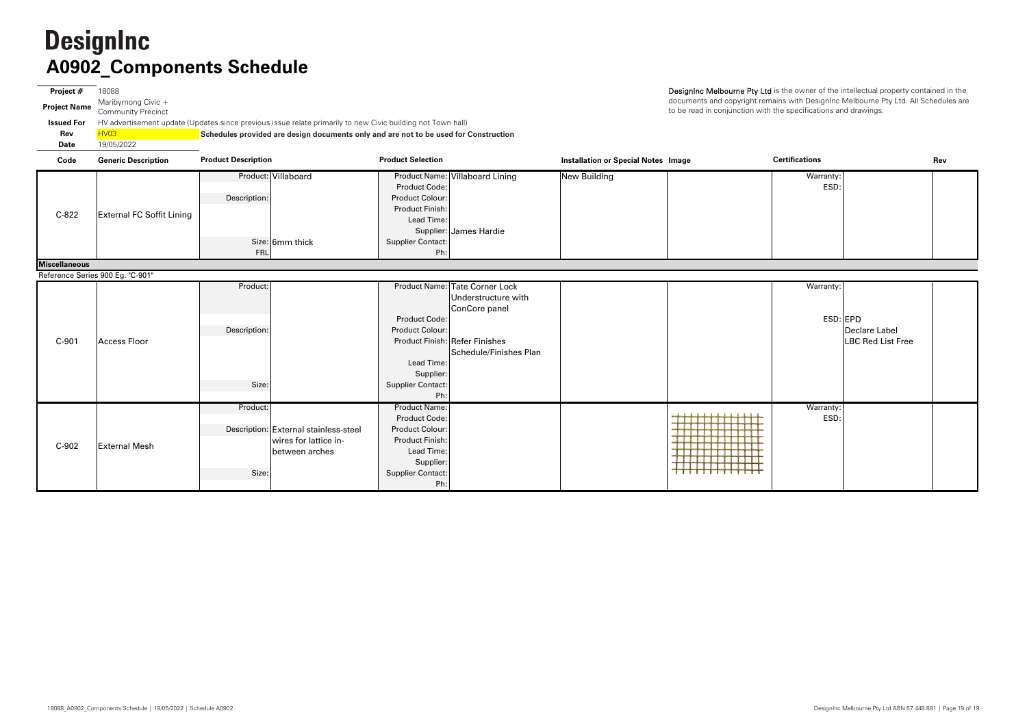# DesignInc

## A0902_Components Schedule

**Project #** 18088
**Project Name** Maribyrnong Civic + Community Precinct
**Issued For** HV advertisement update (Updates since previous issue relate primarily to new Civic building not Town hall)
**Rev** HV03 **Schedules provided are design documents only and are not to be used for Construction**
**Date** 19/05/2022

**DesignInc Melbourne Pty Ltd** is the owner of the intellectual property contained in the documents and copyright remains with DesignInc Melbourne Pty Ltd. All Schedules are to be read in conjunction with the specifications and drawings.

| Code | Generic Description | Product Description | | Product Selection | | Installation or Special Notes | Image | Certifications | | Rev |
|---|---|---|---|---|---|---|---|---|---|---|
| C-822 | External FC Soffit Lining | Product: | Villaboard | Product Name: | Villaboard Lining | New Building | | Warranty: | | |
| | | | | Product Code: | | | | ESD: | | |
| | | Description: | | Product Colour: | | | | | | |
| | | | | Product Finish: | | | | | | |
| | | | | Lead Time: | | | | | | |
| | | | | Supplier: | James Hardie | | | | | |
| | | Size: | 6mm thick | Supplier Contact: | | | | | | |
| | | FRL | | Ph: | | | | | | |
| **Miscellaneous** | | | | | | | | | | |
| Reference Series 900 Eg. "C-901" | | | | | | | | | | |
| C-901 | Access Floor | Product: | | Product Name: | Tate Corner Lock Understructure with ConCore panel | | | Warranty: | | |
| | | | | Product Code: | | | | ESD: | EPD Declare Label LBC Red List Free | |
| | | Description: | | Product Colour: | | | | | | |
| | | | | Product Finish: | Refer Finishes Schedule/Finishes Plan | | | | | |
| | | | | Lead Time: | | | | | | |
| | | | | Supplier: | | | | | | |
| | | Size: | | Supplier Contact: | | | | | | |
| | | | | Ph: | | | | | | |
| C-902 | External Mesh | Product: | | Product Name: | | | | Warranty: | | |
| | | | | Product Code: | | | | ESD: | | |
| | | Description: | External stainless-steel wires for lattice in-between arches | Product Colour: | | | | | | |
| | | | | Product Finish: | | | | | | |
| | | | | Lead Time: | | | | | | |
| | | | | Supplier: | | | | | | |
| | | Size: | | Supplier Contact: | | | | | | |
| | | | | Ph: | | | | | | |